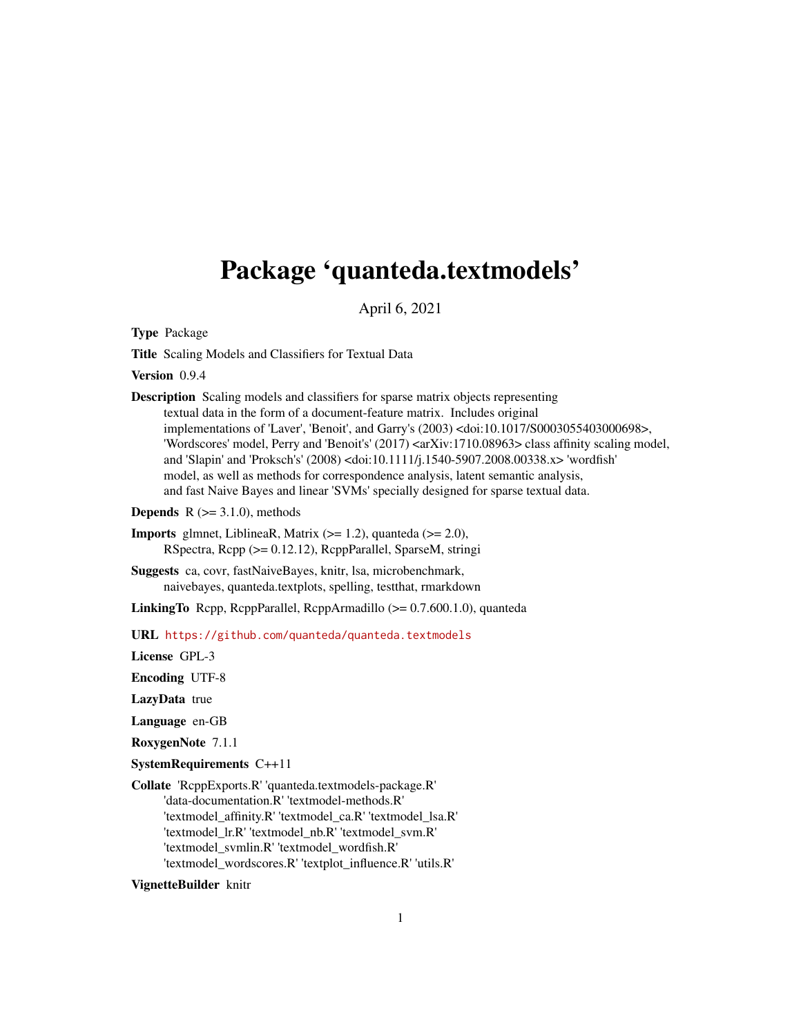# Package 'quanteda.textmodels'

April 6, 2021

**Type** Package

**Title** Scaling Models and Classifiers for Textual Data

**Version** 0.9.4

**Description** Scaling models and classifiers for sparse matrix objects representing textual data in the form of a document-feature matrix. Includes original implementations of 'Laver', 'Benoit', and Garry's (2003) <doi:10.1017/S0003055403000698>, 'Wordscores' model, Perry and 'Benoit's' (2017) <arXiv:1710.08963> class affinity scaling model, and 'Slapin' and 'Proksch's' (2008) <doi:10.1111/j.1540-5907.2008.00338.x> 'wordfish' model, as well as methods for correspondence analysis, latent semantic analysis, and fast Naive Bayes and linear 'SVMs' specially designed for sparse textual data.

**Depends** R (>= 3.1.0), methods

**Imports** glmnet, LiblineaR, Matrix (>= 1.2), quanteda (>= 2.0), RSpectra, Rcpp (>= 0.12.12), RcppParallel, SparseM, stringi

**Suggests** ca, covr, fastNaiveBayes, knitr, lsa, microbenchmark, naivebayes, quanteda.textplots, spelling, testthat, rmarkdown

**LinkingTo** Rcpp, RcppParallel, RcppArmadillo (>= 0.7.600.1.0), quanteda

**URL** https://github.com/quanteda/quanteda.textmodels

**License** GPL-3

**Encoding** UTF-8

**LazyData** true

**Language** en-GB

**RoxygenNote** 7.1.1

**SystemRequirements** C++11

**Collate** 'RcppExports.R' 'quanteda.textmodels-package.R' 'data-documentation.R' 'textmodel-methods.R' 'textmodel_affinity.R' 'textmodel_ca.R' 'textmodel_lsa.R' 'textmodel_lr.R' 'textmodel_nb.R' 'textmodel_svm.R' 'textmodel_svmlin.R' 'textmodel_wordfish.R' 'textmodel_wordscores.R' 'textplot_influence.R' 'utils.R'

**VignetteBuilder** knitr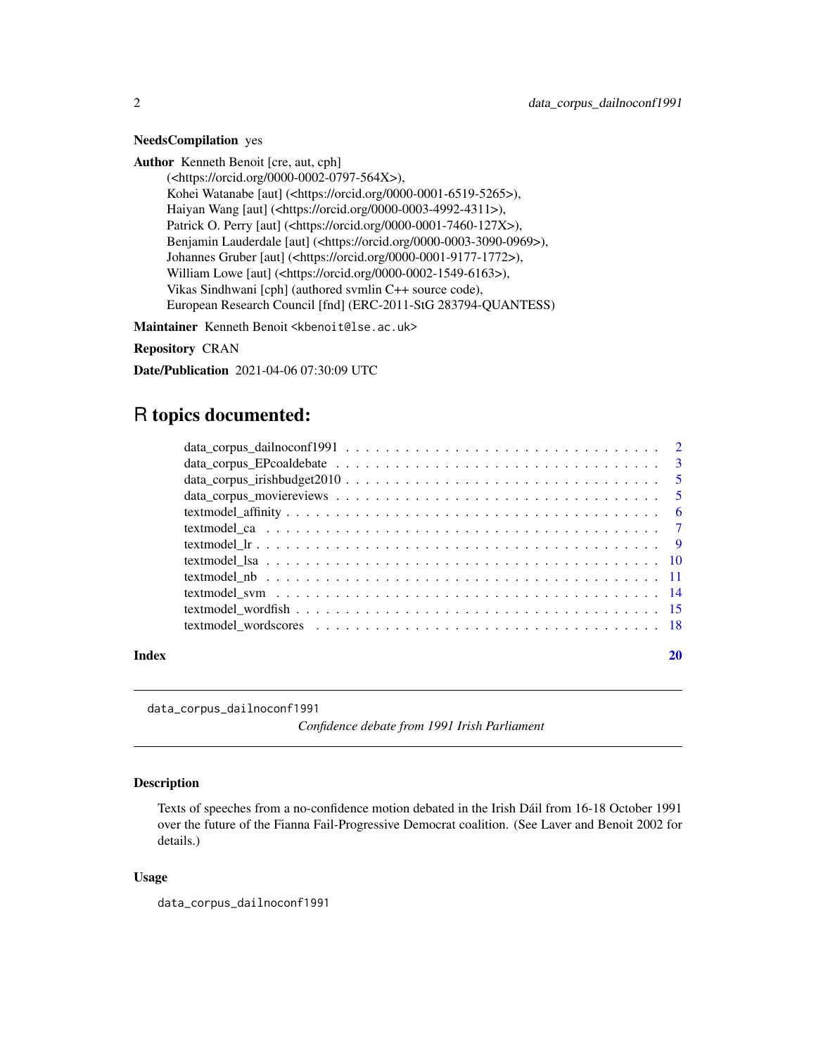**NeedsCompilation** yes

**Author** Kenneth Benoit [cre, aut, cph] (<https://orcid.org/0000-0002-0797-564X>), Kohei Watanabe [aut] (<https://orcid.org/0000-0001-6519-5265>), Haiyan Wang [aut] (<https://orcid.org/0000-0003-4992-4311>), Patrick O. Perry [aut] (<https://orcid.org/0000-0001-7460-127X>), Benjamin Lauderdale [aut] (<https://orcid.org/0000-0003-3090-0969>), Johannes Gruber [aut] (<https://orcid.org/0000-0001-9177-1772>), William Lowe [aut] (<https://orcid.org/0000-0002-1549-6163>), Vikas Sindhwani [cph] (authored svmlin C++ source code), European Research Council [fnd] (ERC-2011-StG 283794-QUANTESS)

**Maintainer** Kenneth Benoit <kbenoit@lse.ac.uk>

**Repository** CRAN

**Date/Publication** 2021-04-06 07:30:09 UTC

# R topics documented:

- data_corpus_dailnoconf1991 . . . . . 2
- data_corpus_EPcoaldebate . . . . . 3
- data_corpus_irishbudget2010 . . . . . 5
- data_corpus_moviereviews . . . . . 5
- textmodel_affinity . . . . . 6
- textmodel_ca . . . . . 7
- textmodel_lr . . . . . 9
- textmodel_lsa . . . . . 10
- textmodel_nb . . . . . 11
- textmodel_svm . . . . . 14
- textmodel_wordfish . . . . . 15
- textmodel_wordscores . . . . . 18

**Index** 20

---

## data_corpus_dailnoconf1991 — *Confidence debate from 1991 Irish Parliament*

### Description

Texts of speeches from a no-confidence motion debated in the Irish Dáil from 16-18 October 1991 over the future of the Fianna Fail-Progressive Democrat coalition. (See Laver and Benoit 2002 for details.)

### Usage

```
data_corpus_dailnoconf1991
```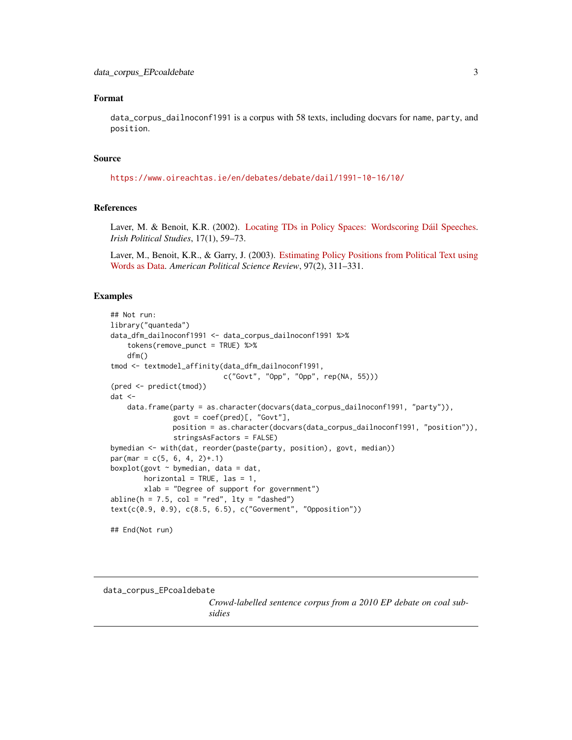## Format

`data_corpus_dailnoconf1991` is a corpus with 58 texts, including docvars for `name`, `party`, and `position`.

## Source

https://www.oireachtas.ie/en/debates/debate/dail/1991-10-16/10/

## References

Laver, M. & Benoit, K.R. (2002). Locating TDs in Policy Spaces: Wordscoring Dáil Speeches. *Irish Political Studies*, 17(1), 59–73.

Laver, M., Benoit, K.R., & Garry, J. (2003). Estimating Policy Positions from Political Text using Words as Data. *American Political Science Review*, 97(2), 311–331.

## Examples

```
## Not run:
library("quanteda")
data_dfm_dailnoconf1991 <- data_corpus_dailnoconf1991 %>%
    tokens(remove_punct = TRUE) %>%
    dfm()
tmod <- textmodel_affinity(data_dfm_dailnoconf1991,
                           c("Govt", "Opp", "Opp", rep(NA, 55)))
(pred <- predict(tmod))
dat <-
    data.frame(party = as.character(docvars(data_corpus_dailnoconf1991, "party")),
               govt = coef(pred)[, "Govt"],
               position = as.character(docvars(data_corpus_dailnoconf1991, "position")),
               stringsAsFactors = FALSE)
bymedian <- with(dat, reorder(paste(party, position), govt, median))
par(mar = c(5, 6, 4, 2)+.1)
boxplot(govt ~ bymedian, data = dat,
        horizontal = TRUE, las = 1,
        xlab = "Degree of support for government")
abline(h = 7.5, col = "red", lty = "dashed")
text(c(0.9, 0.9), c(8.5, 6.5), c("Goverment", "Opposition"))

## End(Not run)
```

---

`data_corpus_EPcoaldebate` *Crowd-labelled sentence corpus from a 2010 EP debate on coal subsidies*

---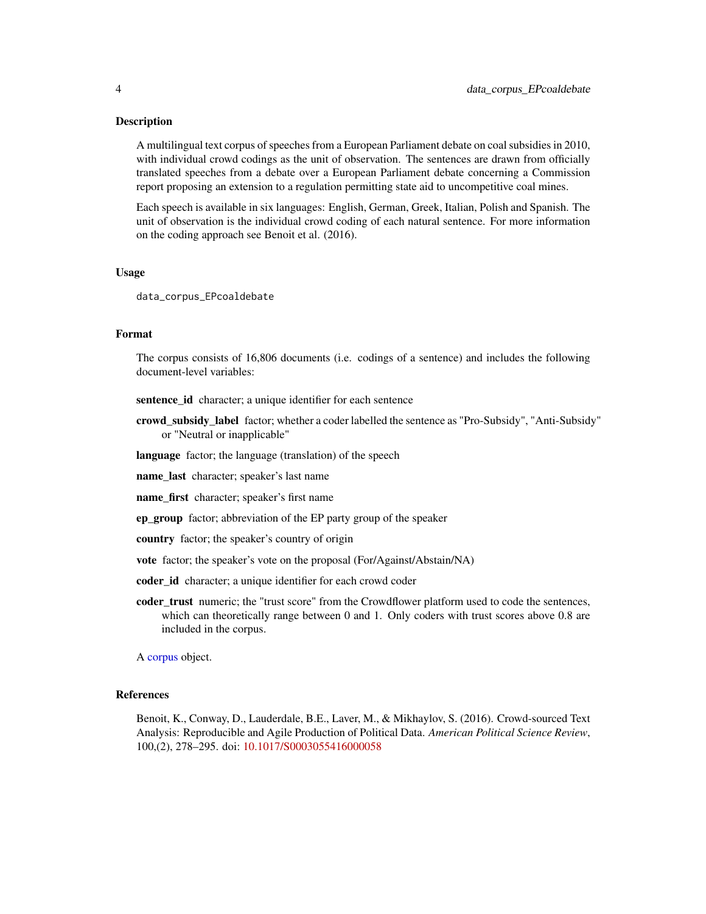## Description

A multilingual text corpus of speeches from a European Parliament debate on coal subsidies in 2010, with individual crowd codings as the unit of observation. The sentences are drawn from officially translated speeches from a debate over a European Parliament debate concerning a Commission report proposing an extension to a regulation permitting state aid to uncompetitive coal mines.

Each speech is available in six languages: English, German, Greek, Italian, Polish and Spanish. The unit of observation is the individual crowd coding of each natural sentence. For more information on the coding approach see Benoit et al. (2016).

## Usage

```
data_corpus_EPcoaldebate
```

## Format

The corpus consists of 16,806 documents (i.e. codings of a sentence) and includes the following document-level variables:

**sentence_id** character; a unique identifier for each sentence

**crowd_subsidy_label** factor; whether a coder labelled the sentence as "Pro-Subsidy", "Anti-Subsidy" or "Neutral or inapplicable"

**language** factor; the language (translation) of the speech

**name_last** character; speaker's last name

**name_first** character; speaker's first name

**ep_group** factor; abbreviation of the EP party group of the speaker

**country** factor; the speaker's country of origin

**vote** factor; the speaker's vote on the proposal (For/Against/Abstain/NA)

**coder_id** character; a unique identifier for each crowd coder

**coder_trust** numeric; the "trust score" from the Crowdflower platform used to code the sentences, which can theoretically range between 0 and 1. Only coders with trust scores above 0.8 are included in the corpus.

A corpus object.

## References

Benoit, K., Conway, D., Lauderdale, B.E., Laver, M., & Mikhaylov, S. (2016). Crowd-sourced Text Analysis: Reproducible and Agile Production of Political Data. *American Political Science Review*, 100,(2), 278–295. doi: 10.1017/S0003055416000058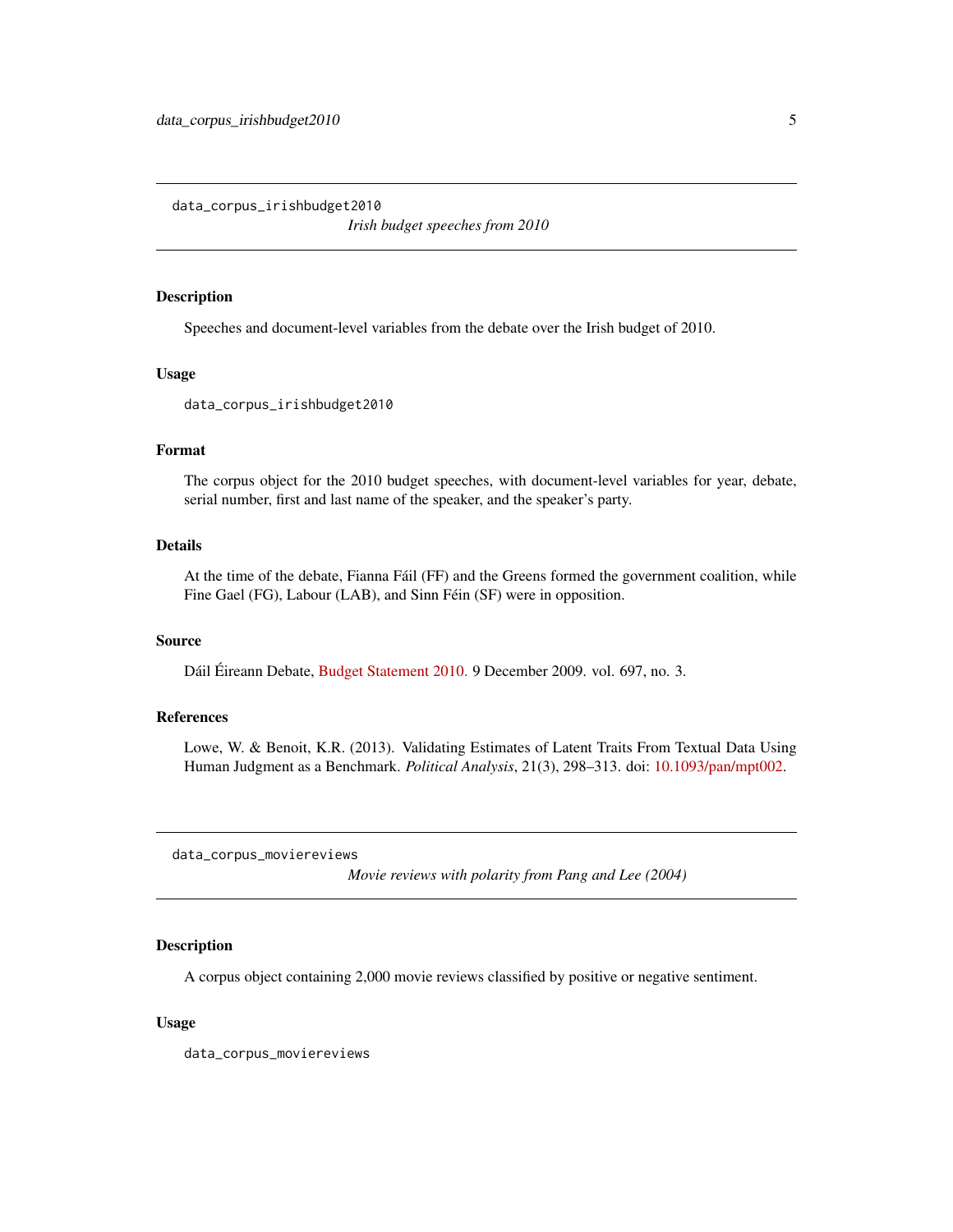## data_corpus_irishbudget2010

*Irish budget speeches from 2010*

### Description

Speeches and document-level variables from the debate over the Irish budget of 2010.

### Usage

```
data_corpus_irishbudget2010
```

### Format

The corpus object for the 2010 budget speeches, with document-level variables for year, debate, serial number, first and last name of the speaker, and the speaker's party.

### Details

At the time of the debate, Fianna Fáil (FF) and the Greens formed the government coalition, while Fine Gael (FG), Labour (LAB), and Sinn Féin (SF) were in opposition.

### Source

Dáil Éireann Debate, Budget Statement 2010. 9 December 2009. vol. 697, no. 3.

### References

Lowe, W. & Benoit, K.R. (2013). Validating Estimates of Latent Traits From Textual Data Using Human Judgment as a Benchmark. *Political Analysis*, 21(3), 298–313. doi: 10.1093/pan/mpt002.

## data_corpus_moviereviews

*Movie reviews with polarity from Pang and Lee (2004)*

### Description

A corpus object containing 2,000 movie reviews classified by positive or negative sentiment.

### Usage

```
data_corpus_moviereviews
```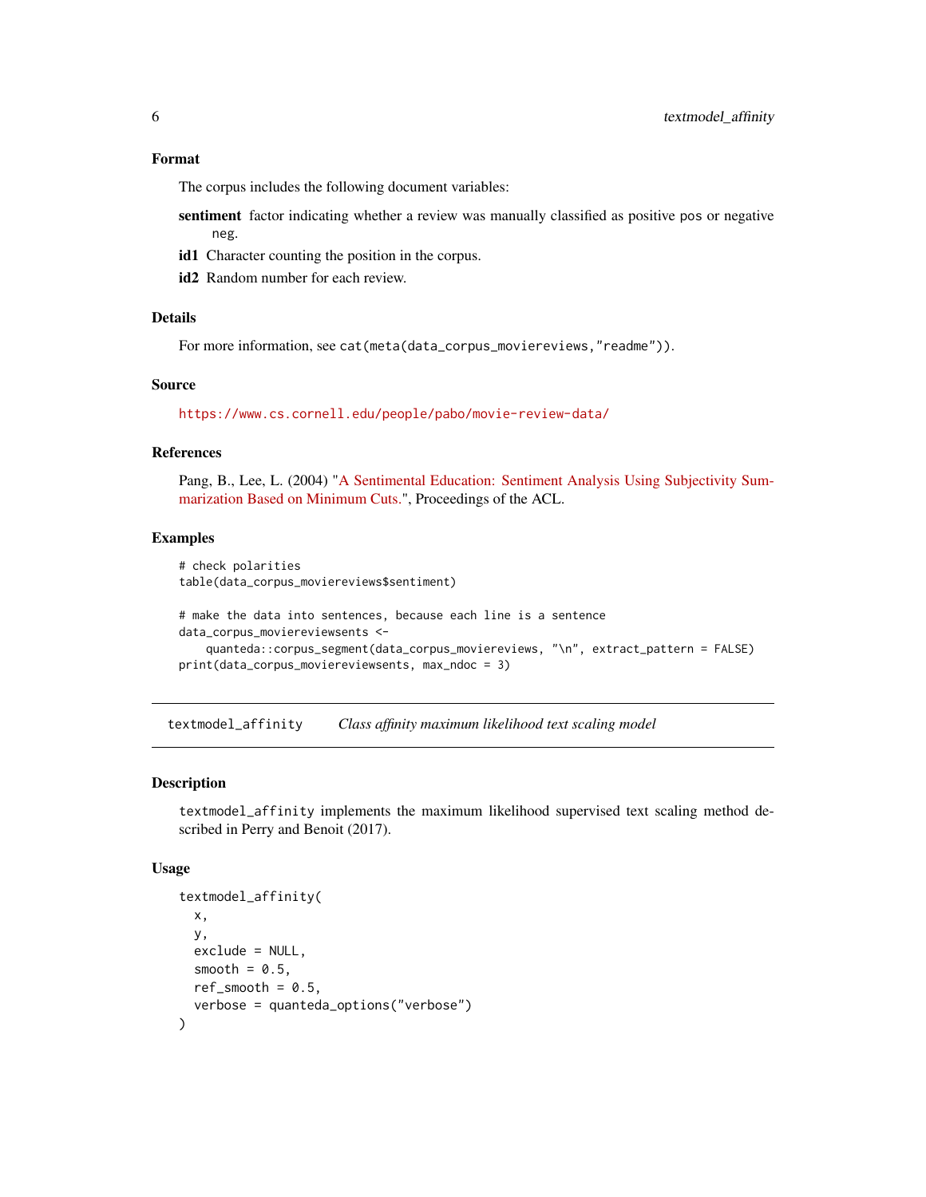### Format

The corpus includes the following document variables:

**sentiment** factor indicating whether a review was manually classified as positive pos or negative neg.

**id1** Character counting the position in the corpus.

**id2** Random number for each review.

### Details

For more information, see `cat(meta(data_corpus_moviereviews,"readme"))`.

### Source

https://www.cs.cornell.edu/people/pabo/movie-review-data/

### References

Pang, B., Lee, L. (2004) "A Sentimental Education: Sentiment Analysis Using Subjectivity Summarization Based on Minimum Cuts.", Proceedings of the ACL.

### Examples

```
# check polarities
table(data_corpus_moviereviews$sentiment)

# make the data into sentences, because each line is a sentence
data_corpus_moviereviewsents <-
    quanteda::corpus_segment(data_corpus_moviereviews, "\n", extract_pattern = FALSE)
print(data_corpus_moviereviewsents, max_ndoc = 3)
```

---

## textmodel_affinity *Class affinity maximum likelihood text scaling model*

### Description

`textmodel_affinity` implements the maximum likelihood supervised text scaling method described in Perry and Benoit (2017).

### Usage

```
textmodel_affinity(
  x,
  y,
  exclude = NULL,
  smooth = 0.5,
  ref_smooth = 0.5,
  verbose = quanteda_options("verbose")
)
```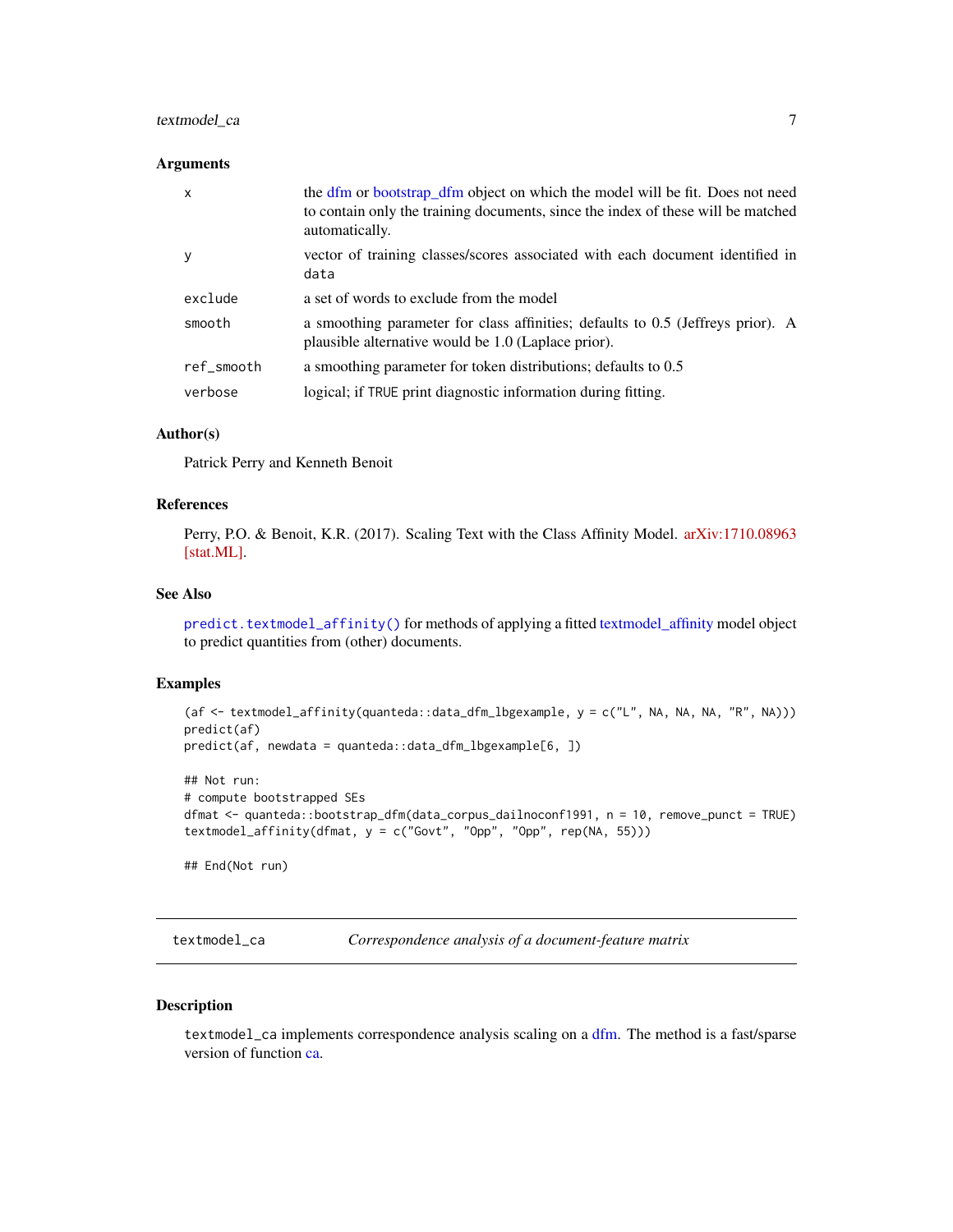### Arguments

| | |
|---|---|
| x | the dfm or bootstrap_dfm object on which the model will be fit. Does not need to contain only the training documents, since the index of these will be matched automatically. |
| y | vector of training classes/scores associated with each document identified in `data` |
| exclude | a set of words to exclude from the model |
| smooth | a smoothing parameter for class affinities; defaults to 0.5 (Jeffreys prior). A plausible alternative would be 1.0 (Laplace prior). |
| ref_smooth | a smoothing parameter for token distributions; defaults to 0.5 |
| verbose | logical; if `TRUE` print diagnostic information during fitting. |

### Author(s)

Patrick Perry and Kenneth Benoit

### References

Perry, P.O. & Benoit, K.R. (2017). Scaling Text with the Class Affinity Model. arXiv:1710.08963 [stat.ML].

### See Also

`predict.textmodel_affinity()` for methods of applying a fitted textmodel_affinity model object to predict quantities from (other) documents.

### Examples

```
(af <- textmodel_affinity(quanteda::data_dfm_lbgexample, y = c("L", NA, NA, NA, "R", NA)))
predict(af)
predict(af, newdata = quanteda::data_dfm_lbgexample[6, ])

## Not run:
# compute bootstrapped SEs
dfmat <- quanteda::bootstrap_dfm(data_corpus_dailnoconf1991, n = 10, remove_punct = TRUE)
textmodel_affinity(dfmat, y = c("Govt", "Opp", "Opp", rep(NA, 55)))

## End(Not run)
```

---

## textmodel_ca — *Correspondence analysis of a document-feature matrix*

### Description

`textmodel_ca` implements correspondence analysis scaling on a dfm. The method is a fast/sparse version of function ca.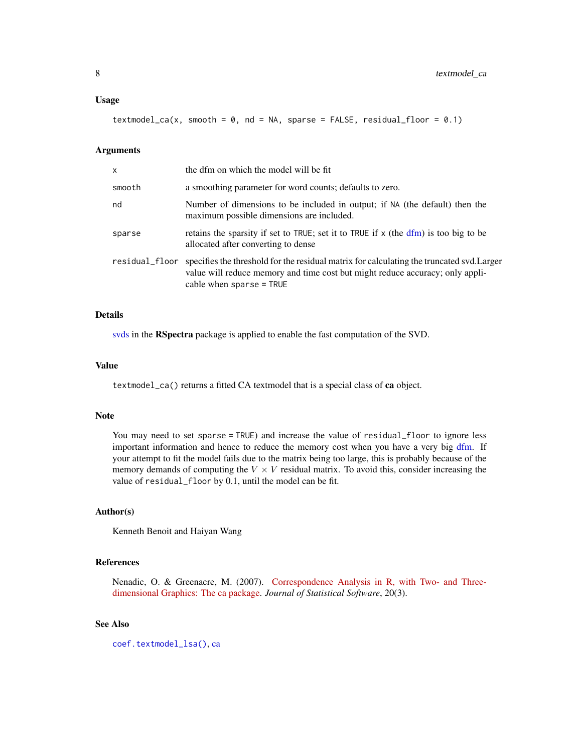### Usage

```
textmodel_ca(x, smooth = 0, nd = NA, sparse = FALSE, residual_floor = 0.1)
```

### Arguments

| | |
|---|---|
| `x` | the dfm on which the model will be fit |
| `smooth` | a smoothing parameter for word counts; defaults to zero. |
| `nd` | Number of dimensions to be included in output; if `NA` (the default) then the maximum possible dimensions are included. |
| `sparse` | retains the sparsity if set to `TRUE`; set it to `TRUE` if `x` (the dfm) is too big to be allocated after converting to dense |
| `residual_floor` | specifies the threshold for the residual matrix for calculating the truncated svd.Larger value will reduce memory and time cost but might reduce accuracy; only applicable when `sparse = TRUE` |

### Details

svds in the **RSpectra** package is applied to enable the fast computation of the SVD.

### Value

`textmodel_ca()` returns a fitted CA textmodel that is a special class of **ca** object.

### Note

You may need to set `sparse = TRUE`) and increase the value of `residual_floor` to ignore less important information and hence to reduce the memory cost when you have a very big dfm. If your attempt to fit the model fails due to the matrix being too large, this is probably because of the memory demands of computing the $V \times V$ residual matrix. To avoid this, consider increasing the value of `residual_floor` by 0.1, until the model can be fit.

### Author(s)

Kenneth Benoit and Haiyan Wang

### References

Nenadic, O. & Greenacre, M. (2007). Correspondence Analysis in R, with Two- and Three-dimensional Graphics: The ca package. *Journal of Statistical Software*, 20(3).

### See Also

`coef.textmodel_lsa()`, ca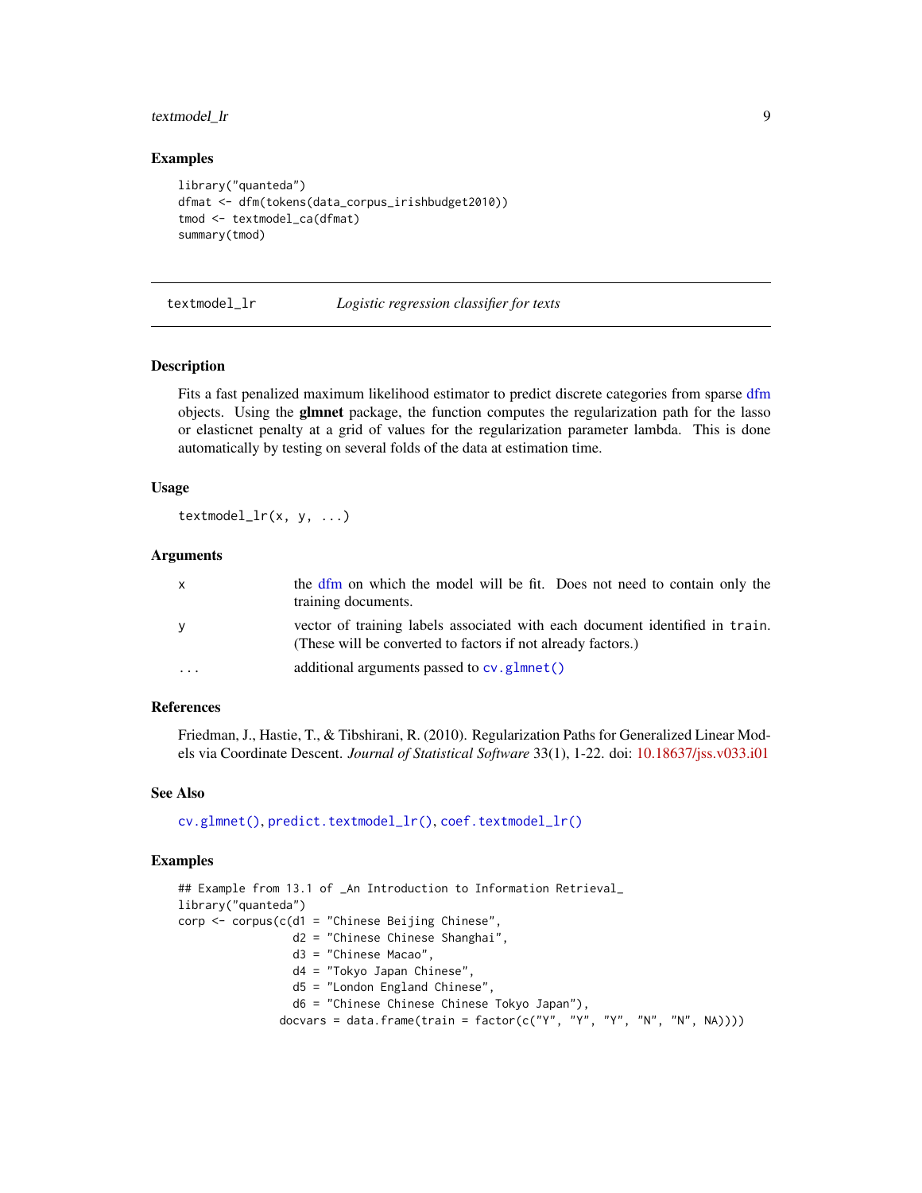### Examples

```
library("quanteda")
dfmat <- dfm(tokens(data_corpus_irishbudget2010))
tmod <- textmodel_ca(dfmat)
summary(tmod)
```

---

## textmodel_lr — *Logistic regression classifier for texts*

### Description

Fits a fast penalized maximum likelihood estimator to predict discrete categories from sparse dfm objects. Using the **glmnet** package, the function computes the regularization path for the lasso or elasticnet penalty at a grid of values for the regularization parameter lambda. This is done automatically by testing on several folds of the data at estimation time.

### Usage

```
textmodel_lr(x, y, ...)
```

### Arguments

| Argument | Description |
|---|---|
| `x` | the dfm on which the model will be fit. Does not need to contain only the training documents. |
| `y` | vector of training labels associated with each document identified in `train`. (These will be converted to factors if not already factors.) |
| `...` | additional arguments passed to `cv.glmnet()` |

### References

Friedman, J., Hastie, T., & Tibshirani, R. (2010). Regularization Paths for Generalized Linear Models via Coordinate Descent. *Journal of Statistical Software* 33(1), 1-22. doi: 10.18637/jss.v033.i01

### See Also

`cv.glmnet()`, `predict.textmodel_lr()`, `coef.textmodel_lr()`

### Examples

```
## Example from 13.1 of _An Introduction to Information Retrieval_
library("quanteda")
corp <- corpus(c(d1 = "Chinese Beijing Chinese",
                 d2 = "Chinese Chinese Shanghai",
                 d3 = "Chinese Macao",
                 d4 = "Tokyo Japan Chinese",
                 d5 = "London England Chinese",
                 d6 = "Chinese Chinese Chinese Tokyo Japan"),
               docvars = data.frame(train = factor(c("Y", "Y", "Y", "N", "N", NA))))
```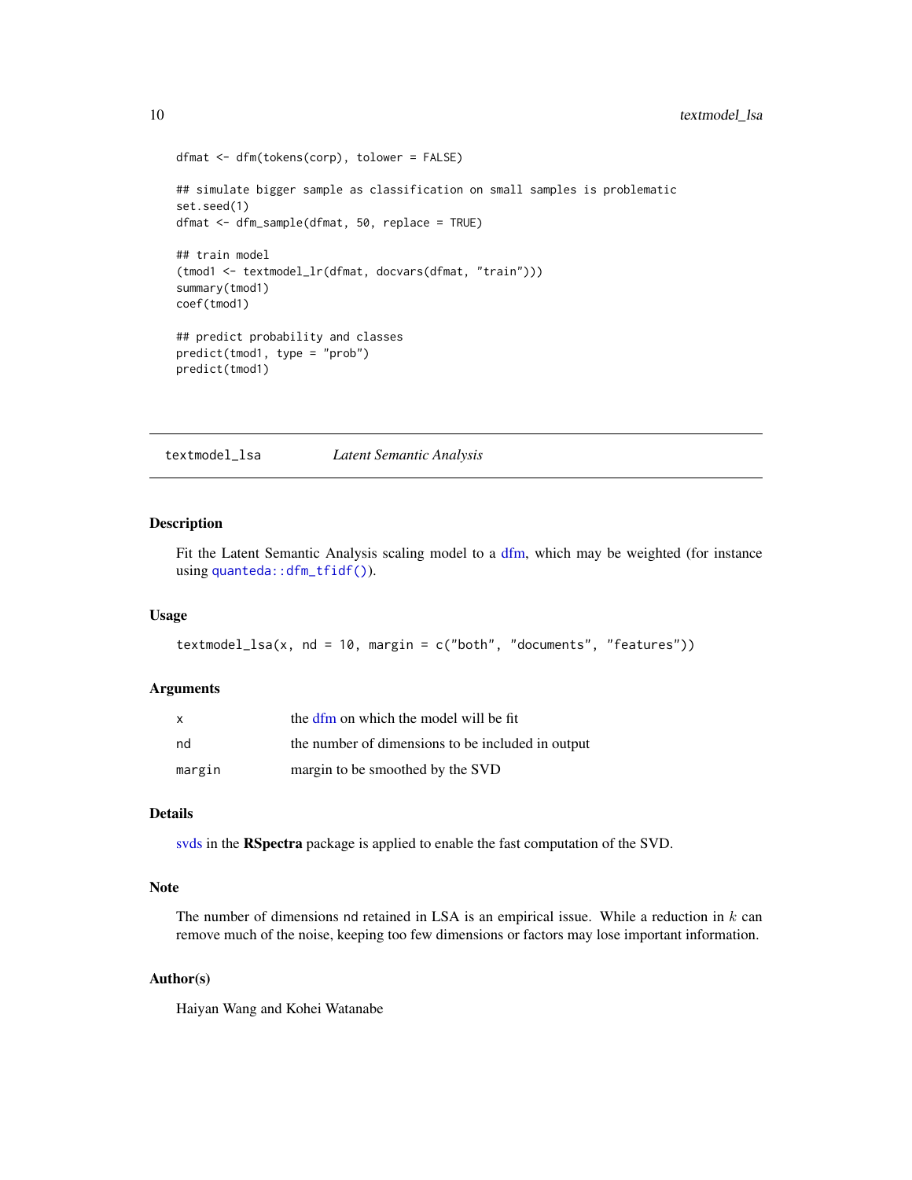```
dfmat <- dfm(tokens(corp), tolower = FALSE)

## simulate bigger sample as classification on small samples is problematic
set.seed(1)
dfmat <- dfm_sample(dfmat, 50, replace = TRUE)

## train model
(tmod1 <- textmodel_lr(dfmat, docvars(dfmat, "train")))
summary(tmod1)
coef(tmod1)

## predict probability and classes
predict(tmod1, type = "prob")
predict(tmod1)
```

---

`textmodel_lsa` *Latent Semantic Analysis*

---

### Description

Fit the Latent Semantic Analysis scaling model to a dfm, which may be weighted (for instance using `quanteda::dfm_tfidf()`).

### Usage

```
textmodel_lsa(x, nd = 10, margin = c("both", "documents", "features"))
```

### Arguments

| | |
|---|---|
| `x` | the dfm on which the model will be fit |
| `nd` | the number of dimensions to be included in output |
| `margin` | margin to be smoothed by the SVD |

### Details

svds in the **RSpectra** package is applied to enable the fast computation of the SVD.

### Note

The number of dimensions `nd` retained in LSA is an empirical issue. While a reduction in $k$ can remove much of the noise, keeping too few dimensions or factors may lose important information.

### Author(s)

Haiyan Wang and Kohei Watanabe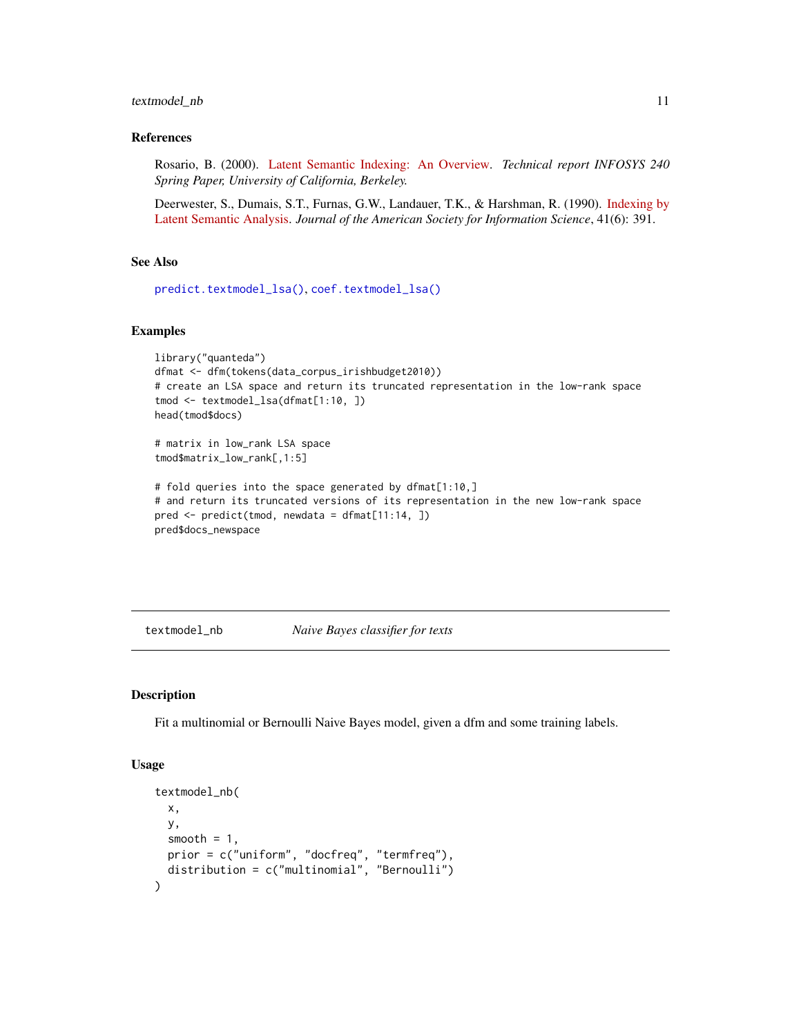### References

Rosario, B. (2000). Latent Semantic Indexing: An Overview. *Technical report INFOSYS 240 Spring Paper, University of California, Berkeley.*

Deerwester, S., Dumais, S.T., Furnas, G.W., Landauer, T.K., & Harshman, R. (1990). Indexing by Latent Semantic Analysis. *Journal of the American Society for Information Science*, 41(6): 391.

### See Also

`predict.textmodel_lsa()`, `coef.textmodel_lsa()`

### Examples

```
library("quanteda")
dfmat <- dfm(tokens(data_corpus_irishbudget2010))
# create an LSA space and return its truncated representation in the low-rank space
tmod <- textmodel_lsa(dfmat[1:10, ])
head(tmod$docs)

# matrix in low_rank LSA space
tmod$matrix_low_rank[,1:5]

# fold queries into the space generated by dfmat[1:10,]
# and return its truncated versions of its representation in the new low-rank space
pred <- predict(tmod, newdata = dfmat[11:14, ])
pred$docs_newspace
```

---

## textmodel_nb — *Naive Bayes classifier for texts*

### Description

Fit a multinomial or Bernoulli Naive Bayes model, given a dfm and some training labels.

### Usage

```
textmodel_nb(
  x,
  y,
  smooth = 1,
  prior = c("uniform", "docfreq", "termfreq"),
  distribution = c("multinomial", "Bernoulli")
)
```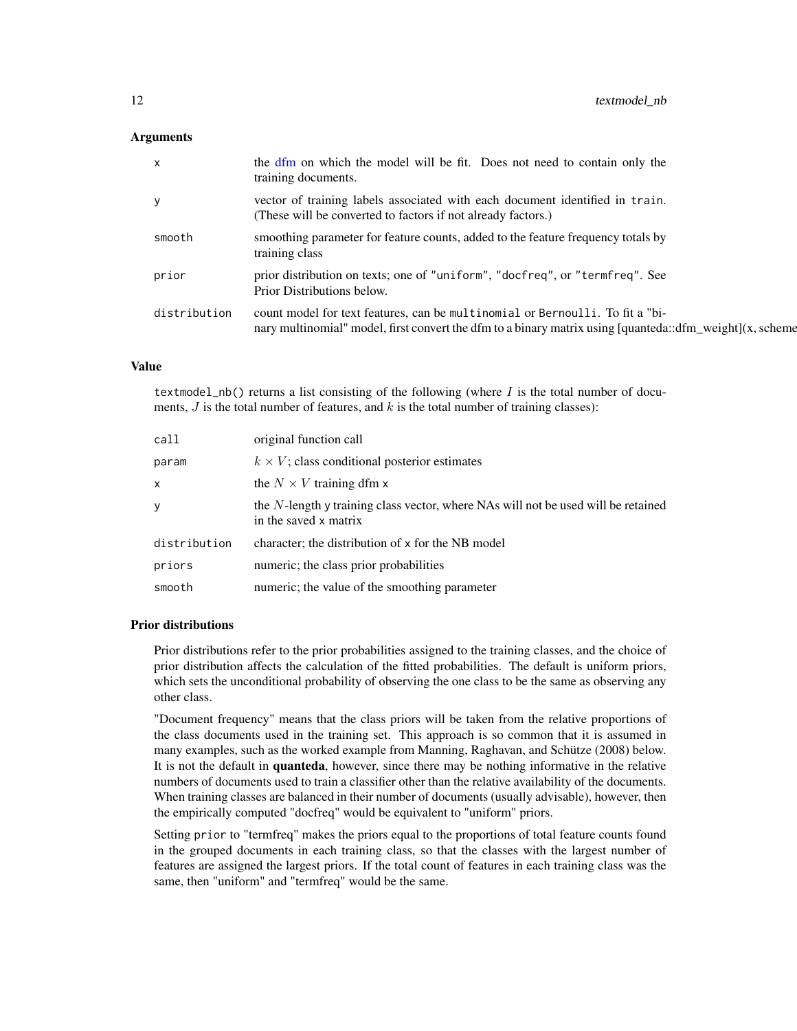### Arguments

| | |
|---|---|
| `x` | the dfm on which the model will be fit. Does not need to contain only the training documents. |
| `y` | vector of training labels associated with each document identified in `train`. (These will be converted to factors if not already factors.) |
| `smooth` | smoothing parameter for feature counts, added to the feature frequency totals by training class |
| `prior` | prior distribution on texts; one of `"uniform"`, `"docfreq"`, or `"termfreq"`. See Prior Distributions below. |
| `distribution` | count model for text features, can be `multinomial` or `Bernoulli`. To fit a "binary multinomial" model, first convert the dfm to a binary matrix using [quanteda::dfm_weight](x, scheme |

### Value

`textmodel_nb()` returns a list consisting of the following (where $I$ is the total number of documents, $J$ is the total number of features, and $k$ is the total number of training classes):

| | |
|---|---|
| `call` | original function call |
| `param` | $k \times V$; class conditional posterior estimates |
| `x` | the $N \times V$ training dfm `x` |
| `y` | the $N$-length `y` training class vector, where NAs will not be used will be retained in the saved `x` matrix |
| `distribution` | character; the distribution of `x` for the NB model |
| `priors` | numeric; the class prior probabilities |
| `smooth` | numeric; the value of the smoothing parameter |

### Prior distributions

Prior distributions refer to the prior probabilities assigned to the training classes, and the choice of prior distribution affects the calculation of the fitted probabilities. The default is uniform priors, which sets the unconditional probability of observing the one class to be the same as observing any other class.

"Document frequency" means that the class priors will be taken from the relative proportions of the class documents used in the training set. This approach is so common that it is assumed in many examples, such as the worked example from Manning, Raghavan, and Schütze (2008) below. It is not the default in **quanteda**, however, since there may be nothing informative in the relative numbers of documents used to train a classifier other than the relative availability of the documents. When training classes are balanced in their number of documents (usually advisable), however, then the empirically computed "docfreq" would be equivalent to "uniform" priors.

Setting `prior` to "termfreq" makes the priors equal to the proportions of total feature counts found in the grouped documents in each training class, so that the classes with the largest number of features are assigned the largest priors. If the total count of features in each training class was the same, then "uniform" and "termfreq" would be the same.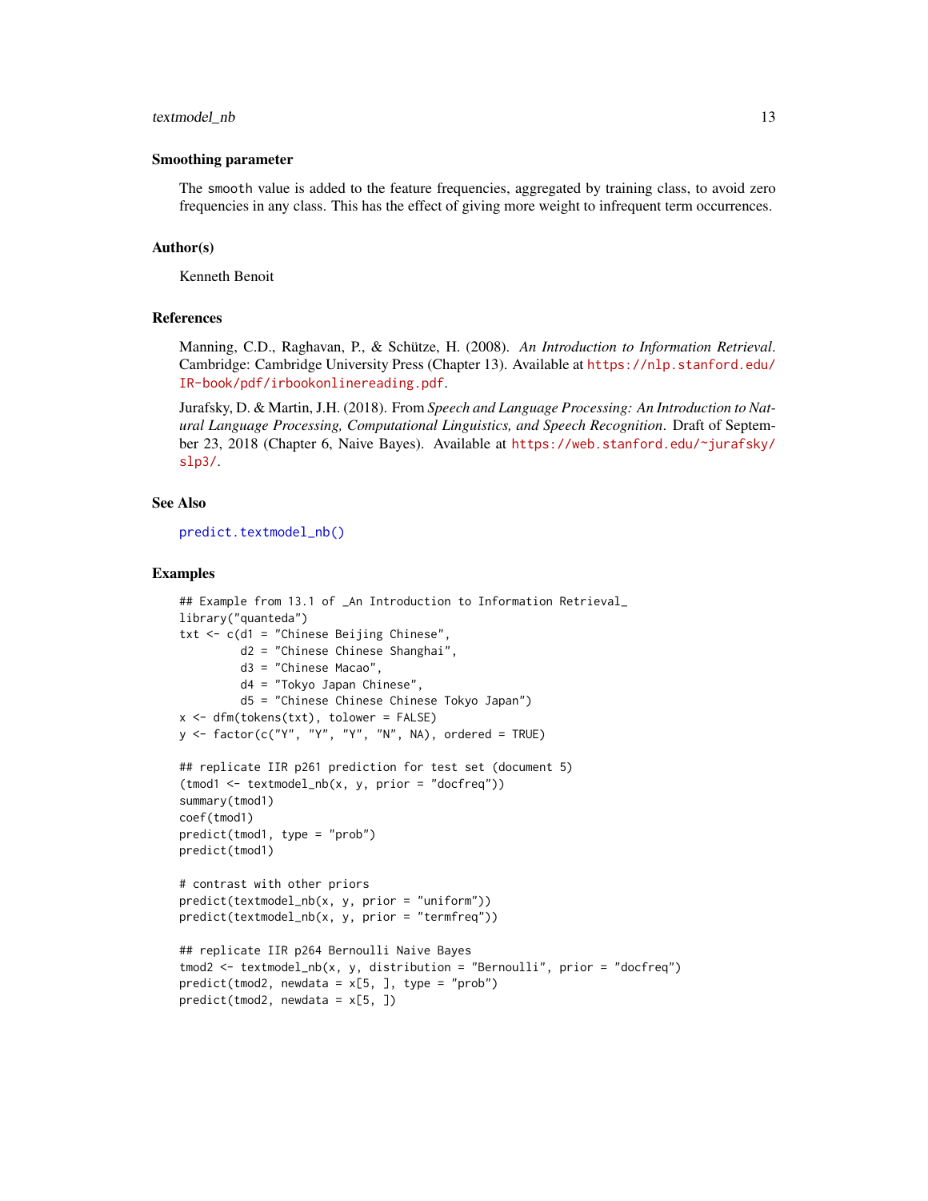### Smoothing parameter

The `smooth` value is added to the feature frequencies, aggregated by training class, to avoid zero frequencies in any class. This has the effect of giving more weight to infrequent term occurrences.

### Author(s)

Kenneth Benoit

### References

Manning, C.D., Raghavan, P., & Schütze, H. (2008). *An Introduction to Information Retrieval*. Cambridge: Cambridge University Press (Chapter 13). Available at https://nlp.stanford.edu/IR-book/pdf/irbookonlinereading.pdf.

Jurafsky, D. & Martin, J.H. (2018). From *Speech and Language Processing: An Introduction to Natural Language Processing, Computational Linguistics, and Speech Recognition*. Draft of September 23, 2018 (Chapter 6, Naive Bayes). Available at https://web.stanford.edu/~jurafsky/slp3/.

### See Also

`predict.textmodel_nb()`

### Examples

```
## Example from 13.1 of _An Introduction to Information Retrieval_
library("quanteda")
txt <- c(d1 = "Chinese Beijing Chinese",
         d2 = "Chinese Chinese Shanghai",
         d3 = "Chinese Macao",
         d4 = "Tokyo Japan Chinese",
         d5 = "Chinese Chinese Chinese Tokyo Japan")
x <- dfm(tokens(txt), tolower = FALSE)
y <- factor(c("Y", "Y", "Y", "N", NA), ordered = TRUE)

## replicate IIR p261 prediction for test set (document 5)
(tmod1 <- textmodel_nb(x, y, prior = "docfreq"))
summary(tmod1)
coef(tmod1)
predict(tmod1, type = "prob")
predict(tmod1)

# contrast with other priors
predict(textmodel_nb(x, y, prior = "uniform"))
predict(textmodel_nb(x, y, prior = "termfreq"))

## replicate IIR p264 Bernoulli Naive Bayes
tmod2 <- textmodel_nb(x, y, distribution = "Bernoulli", prior = "docfreq")
predict(tmod2, newdata = x[5, ], type = "prob")
predict(tmod2, newdata = x[5, ])
```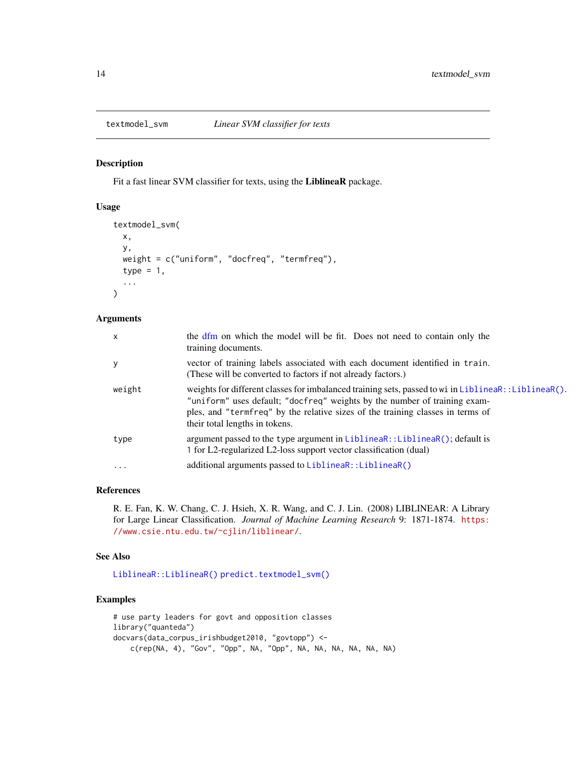# textmodel_svm *Linear SVM classifier for texts*

## Description

Fit a fast linear SVM classifier for texts, using the **LiblineaR** package.

## Usage

```
textmodel_svm(
  x,
  y,
  weight = c("uniform", "docfreq", "termfreq"),
  type = 1,
  ...
)
```

## Arguments

| | |
|---|---|
| x | the dfm on which the model will be fit. Does not need to contain only the training documents. |
| y | vector of training labels associated with each document identified in `train`. (These will be converted to factors if not already factors.) |
| weight | weights for different classes for imbalanced training sets, passed to `wi` in `LiblineaR::LiblineaR()`. `"uniform"` uses default; `"docfreq"` weights by the number of training examples, and `"termfreq"` by the relative sizes of the training classes in terms of their total lengths in tokens. |
| type | argument passed to the `type` argument in `LiblineaR::LiblineaR()`; default is `1` for L2-regularized L2-loss support vector classification (dual) |
| ... | additional arguments passed to `LiblineaR::LiblineaR()` |

## References

R. E. Fan, K. W. Chang, C. J. Hsieh, X. R. Wang, and C. J. Lin. (2008) LIBLINEAR: A Library for Large Linear Classification. *Journal of Machine Learning Research* 9: 1871-1874. https://www.csie.ntu.edu.tw/~cjlin/liblinear/.

## See Also

`LiblineaR::LiblineaR()` `predict.textmodel_svm()`

## Examples

```
# use party leaders for govt and opposition classes
library("quanteda")
docvars(data_corpus_irishbudget2010, "govtopp") <-
    c(rep(NA, 4), "Gov", "Opp", NA, "Opp", NA, NA, NA, NA, NA, NA)
```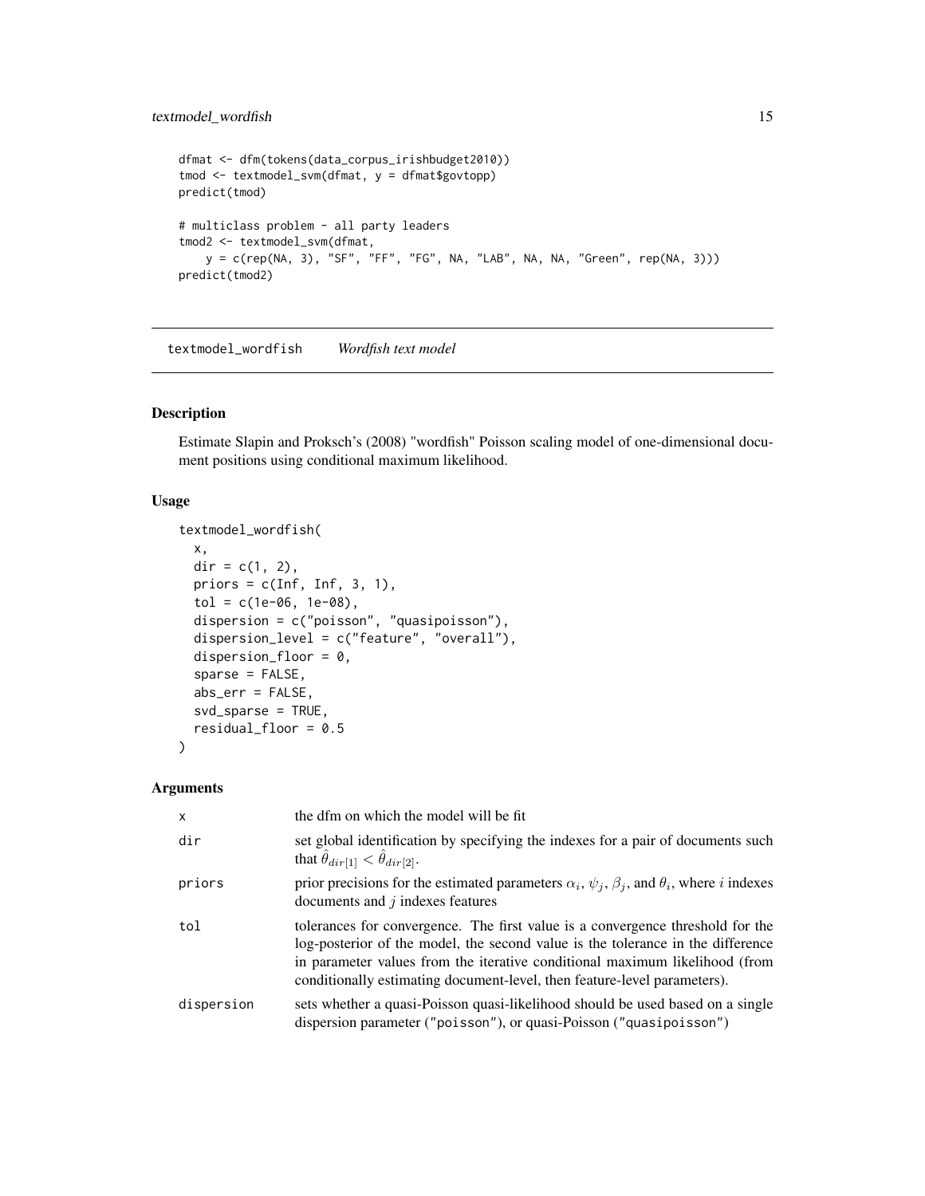```
dfmat <- dfm(tokens(data_corpus_irishbudget2010))
tmod <- textmodel_svm(dfmat, y = dfmat$govtopp)
predict(tmod)

# multiclass problem - all party leaders
tmod2 <- textmodel_svm(dfmat,
    y = c(rep(NA, 3), "SF", "FF", "FG", NA, "LAB", NA, NA, "Green", rep(NA, 3)))
predict(tmod2)
```

## textmodel_wordfish    *Wordfish text model*

### Description

Estimate Slapin and Proksch's (2008) "wordfish" Poisson scaling model of one-dimensional document positions using conditional maximum likelihood.

### Usage

```
textmodel_wordfish(
  x,
  dir = c(1, 2),
  priors = c(Inf, Inf, 3, 1),
  tol = c(1e-06, 1e-08),
  dispersion = c("poisson", "quasipoisson"),
  dispersion_level = c("feature", "overall"),
  dispersion_floor = 0,
  sparse = FALSE,
  abs_err = FALSE,
  svd_sparse = TRUE,
  residual_floor = 0.5
)
```

### Arguments

| | |
|---|---|
| x | the dfm on which the model will be fit |
| dir | set global identification by specifying the indexes for a pair of documents such that $\hat{\theta}_{dir[1]} < \hat{\theta}_{dir[2]}$. |
| priors | prior precisions for the estimated parameters $\alpha_i$, $\psi_j$, $\beta_j$, and $\theta_i$, where $i$ indexes documents and $j$ indexes features |
| tol | tolerances for convergence. The first value is a convergence threshold for the log-posterior of the model, the second value is the tolerance in the difference in parameter values from the iterative conditional maximum likelihood (from conditionally estimating document-level, then feature-level parameters). |
| dispersion | sets whether a quasi-Poisson quasi-likelihood should be used based on a single dispersion parameter ("poisson"), or quasi-Poisson ("quasipoisson") |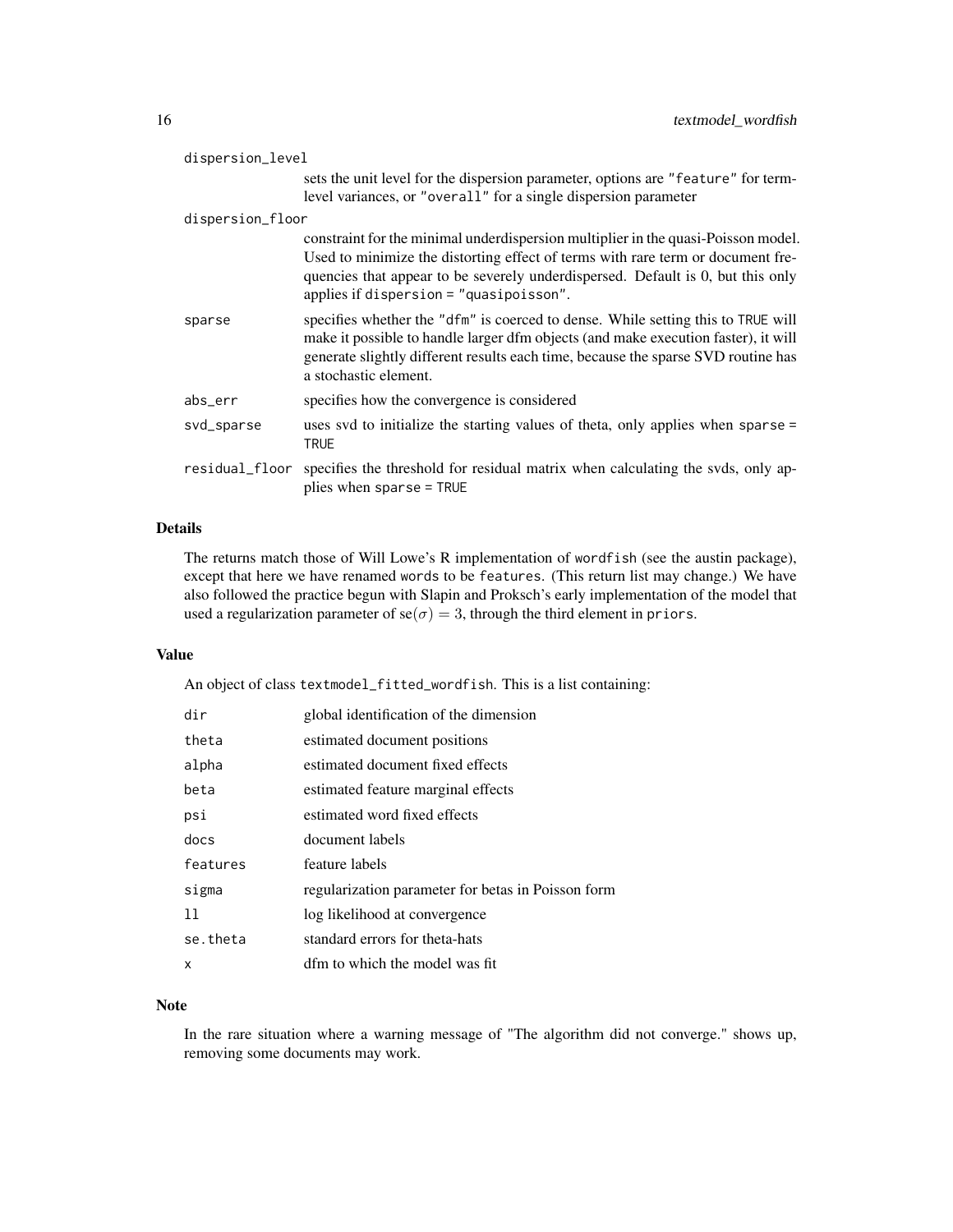dispersion_level
: sets the unit level for the dispersion parameter, options are "feature" for term-level variances, or "overall" for a single dispersion parameter

dispersion_floor
: constraint for the minimal underdispersion multiplier in the quasi-Poisson model. Used to minimize the distorting effect of terms with rare term or document frequencies that appear to be severely underdispersed. Default is 0, but this only applies if `dispersion = "quasipoisson"`.

sparse
: specifies whether the "dfm" is coerced to dense. While setting this to TRUE will make it possible to handle larger dfm objects (and make execution faster), it will generate slightly different results each time, because the sparse SVD routine has a stochastic element.

abs_err
: specifies how the convergence is considered

svd_sparse
: uses svd to initialize the starting values of theta, only applies when `sparse = TRUE`

residual_floor
: specifies the threshold for residual matrix when calculating the svds, only applies when `sparse = TRUE`

## Details

The returns match those of Will Lowe's R implementation of `wordfish` (see the austin package), except that here we have renamed `words` to be `features`. (This return list may change.) We have also followed the practice begun with Slapin and Proksch's early implementation of the model that used a regularization parameter of $\text{se}(\sigma) = 3$, through the third element in `priors`.

## Value

An object of class `textmodel_fitted_wordfish`. This is a list containing:

| | |
|---|---|
| dir | global identification of the dimension |
| theta | estimated document positions |
| alpha | estimated document fixed effects |
| beta | estimated feature marginal effects |
| psi | estimated word fixed effects |
| docs | document labels |
| features | feature labels |
| sigma | regularization parameter for betas in Poisson form |
| ll | log likelihood at convergence |
| se.theta | standard errors for theta-hats |
| x | dfm to which the model was fit |

## Note

In the rare situation where a warning message of "The algorithm did not converge." shows up, removing some documents may work.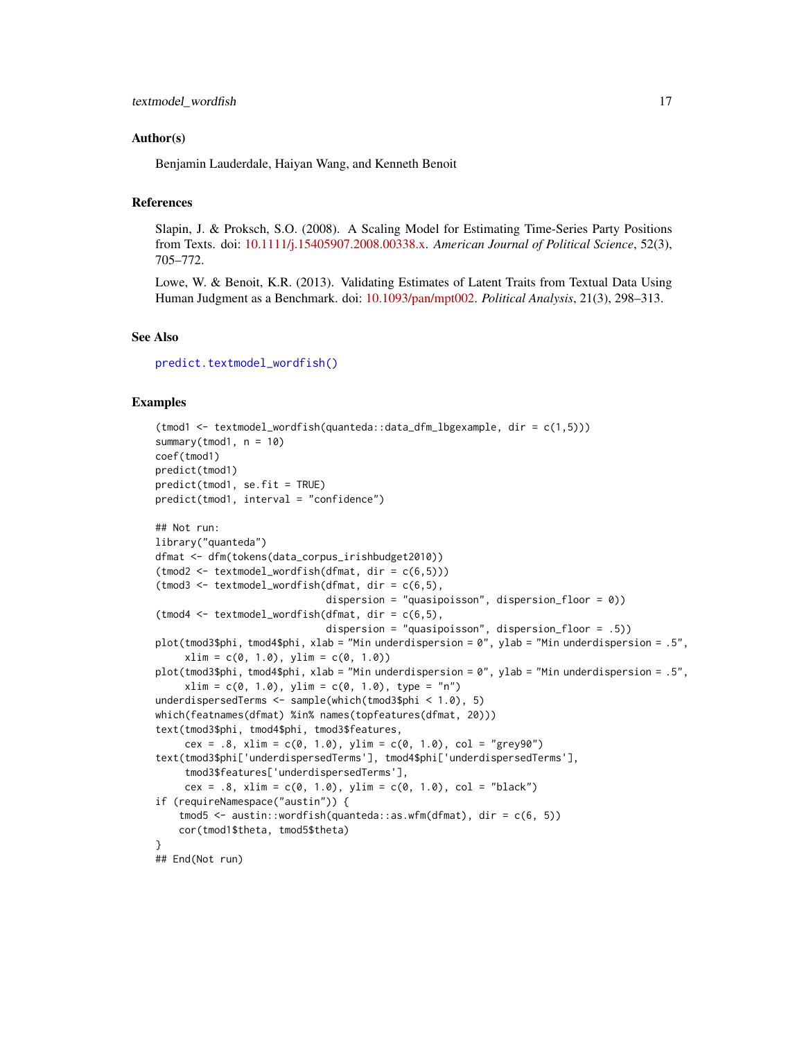### Author(s)

Benjamin Lauderdale, Haiyan Wang, and Kenneth Benoit

### References

Slapin, J. & Proksch, S.O. (2008). A Scaling Model for Estimating Time-Series Party Positions from Texts. doi: 10.1111/j.15405907.2008.00338.x. *American Journal of Political Science*, 52(3), 705–772.

Lowe, W. & Benoit, K.R. (2013). Validating Estimates of Latent Traits from Textual Data Using Human Judgment as a Benchmark. doi: 10.1093/pan/mpt002. *Political Analysis*, 21(3), 298–313.

### See Also

`predict.textmodel_wordfish()`

### Examples

```
(tmod1 <- textmodel_wordfish(quanteda::data_dfm_lbgexample, dir = c(1,5)))
summary(tmod1, n = 10)
coef(tmod1)
predict(tmod1)
predict(tmod1, se.fit = TRUE)
predict(tmod1, interval = "confidence")

## Not run:
library("quanteda")
dfmat <- dfm(tokens(data_corpus_irishbudget2010))
(tmod2 <- textmodel_wordfish(dfmat, dir = c(6,5)))
(tmod3 <- textmodel_wordfish(dfmat, dir = c(6,5),
                             dispersion = "quasipoisson", dispersion_floor = 0))
(tmod4 <- textmodel_wordfish(dfmat, dir = c(6,5),
                             dispersion = "quasipoisson", dispersion_floor = .5))
plot(tmod3$phi, tmod4$phi, xlab = "Min underdispersion = 0", ylab = "Min underdispersion = .5",
     xlim = c(0, 1.0), ylim = c(0, 1.0))
plot(tmod3$phi, tmod4$phi, xlab = "Min underdispersion = 0", ylab = "Min underdispersion = .5",
     xlim = c(0, 1.0), ylim = c(0, 1.0), type = "n")
underdispersedTerms <- sample(which(tmod3$phi < 1.0), 5)
which(featnames(dfmat) %in% names(topfeatures(dfmat, 20)))
text(tmod3$phi, tmod4$phi, tmod3$features,
     cex = .8, xlim = c(0, 1.0), ylim = c(0, 1.0), col = "grey90")
text(tmod3$phi['underdispersedTerms'], tmod4$phi['underdispersedTerms'],
     tmod3$features['underdispersedTerms'],
     cex = .8, xlim = c(0, 1.0), ylim = c(0, 1.0), col = "black")
if (requireNamespace("austin")) {
    tmod5 <- austin::wordfish(quanteda::as.wfm(dfmat), dir = c(6, 5))
    cor(tmod1$theta, tmod5$theta)
}
## End(Not run)
```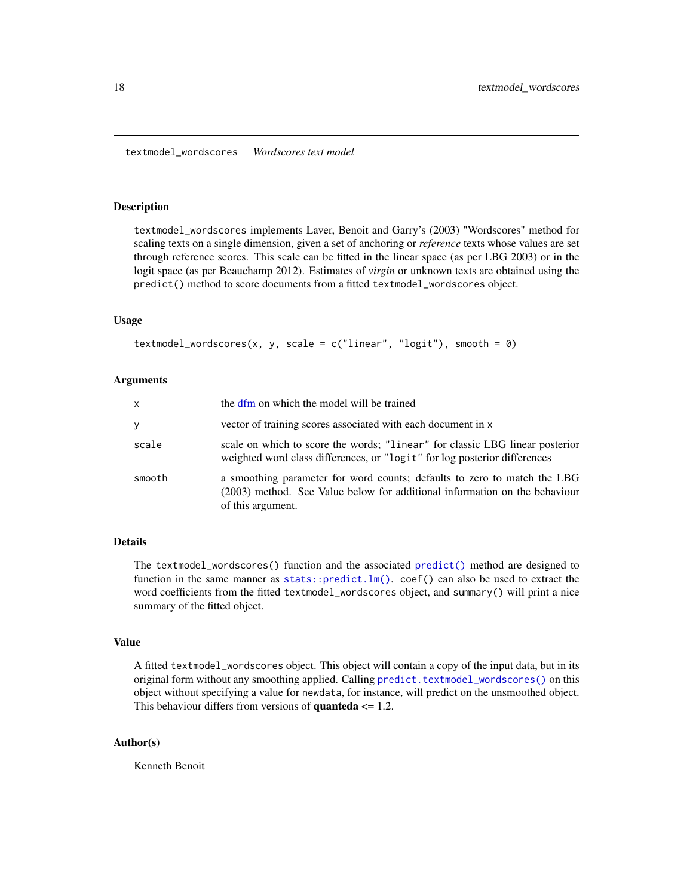## textmodel_wordscores *Wordscores text model*

### Description

textmodel_wordscores implements Laver, Benoit and Garry's (2003) "Wordscores" method for scaling texts on a single dimension, given a set of anchoring or *reference* texts whose values are set through reference scores. This scale can be fitted in the linear space (as per LBG 2003) or in the logit space (as per Beauchamp 2012). Estimates of *virgin* or unknown texts are obtained using the predict() method to score documents from a fitted textmodel_wordscores object.

### Usage

```
textmodel_wordscores(x, y, scale = c("linear", "logit"), smooth = 0)
```

### Arguments

| | |
|---|---|
| x | the dfm on which the model will be trained |
| y | vector of training scores associated with each document in x |
| scale | scale on which to score the words; "linear" for classic LBG linear posterior weighted word class differences, or "logit" for log posterior differences |
| smooth | a smoothing parameter for word counts; defaults to zero to match the LBG (2003) method. See Value below for additional information on the behaviour of this argument. |

### Details

The textmodel_wordscores() function and the associated predict() method are designed to function in the same manner as stats::predict.lm(). coef() can also be used to extract the word coefficients from the fitted textmodel_wordscores object, and summary() will print a nice summary of the fitted object.

### Value

A fitted textmodel_wordscores object. This object will contain a copy of the input data, but in its original form without any smoothing applied. Calling predict.textmodel_wordscores() on this object without specifying a value for newdata, for instance, will predict on the unsmoothed object. This behaviour differs from versions of **quanteda** <= 1.2.

### Author(s)

Kenneth Benoit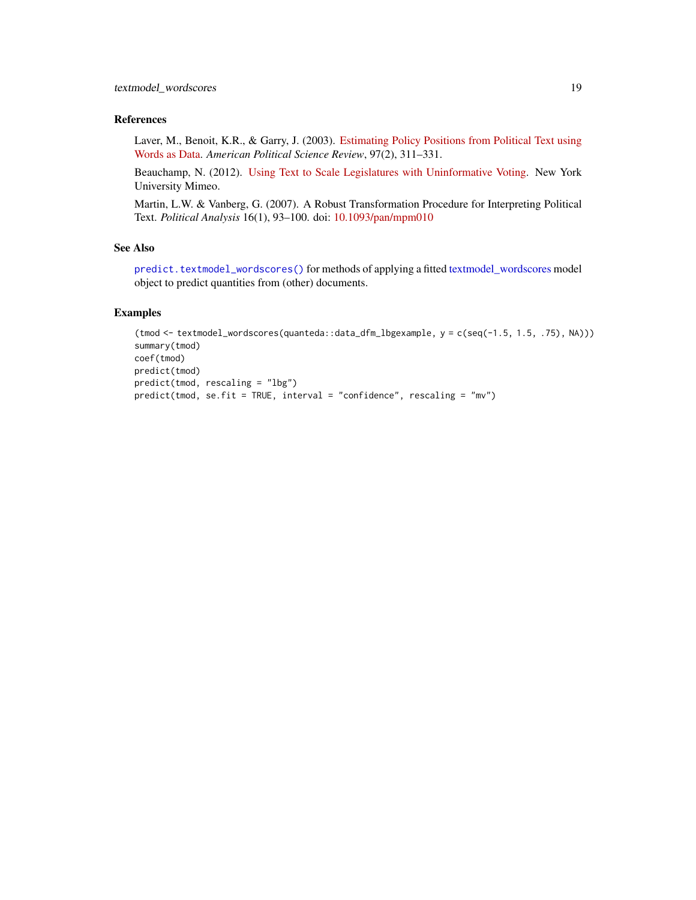## References

Laver, M., Benoit, K.R., & Garry, J. (2003). Estimating Policy Positions from Political Text using Words as Data. *American Political Science Review*, 97(2), 311–331.

Beauchamp, N. (2012). Using Text to Scale Legislatures with Uninformative Voting. New York University Mimeo.

Martin, L.W. & Vanberg, G. (2007). A Robust Transformation Procedure for Interpreting Political Text. *Political Analysis* 16(1), 93–100. doi: 10.1093/pan/mpm010

## See Also

`predict.textmodel_wordscores()` for methods of applying a fitted textmodel_wordscores model object to predict quantities from (other) documents.

## Examples

```
(tmod <- textmodel_wordscores(quanteda::data_dfm_lbgexample, y = c(seq(-1.5, 1.5, .75), NA)))
summary(tmod)
coef(tmod)
predict(tmod)
predict(tmod, rescaling = "lbg")
predict(tmod, se.fit = TRUE, interval = "confidence", rescaling = "mv")
```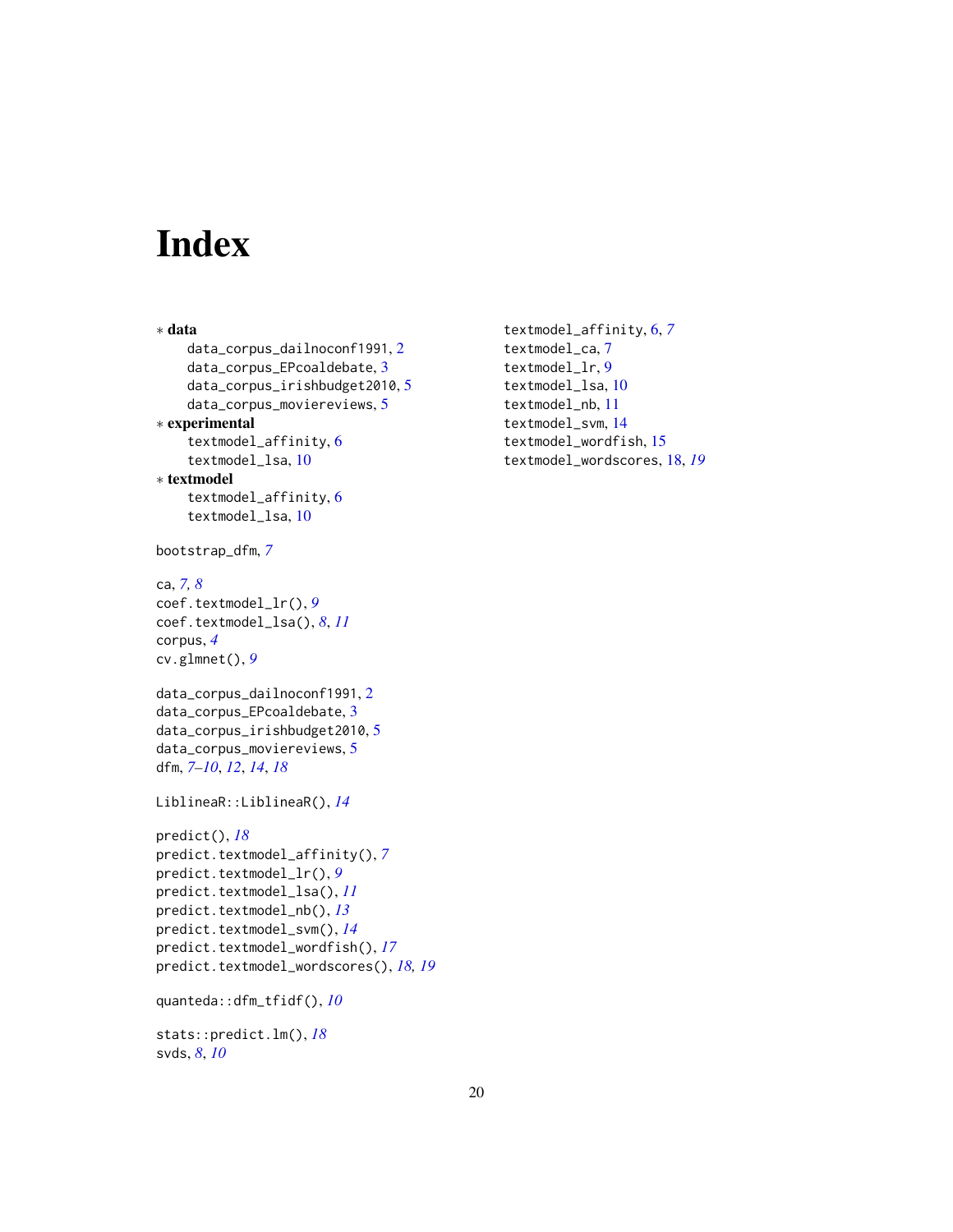# Index

∗ **data**

    data_corpus_dailnoconf1991, 2
    data_corpus_EPcoaldebate, 3
    data_corpus_irishbudget2010, 5
    data_corpus_moviereviews, 5

∗ **experimental**

    textmodel_affinity, 6
    textmodel_lsa, 10

∗ **textmodel**

    textmodel_affinity, 6
    textmodel_lsa, 10

bootstrap_dfm, *7*

ca, *7, 8*
coef.textmodel_lr(), *9*
coef.textmodel_lsa(), *8*, *11*
corpus, *4*
cv.glmnet(), *9*

data_corpus_dailnoconf1991, 2
data_corpus_EPcoaldebate, 3
data_corpus_irishbudget2010, 5
data_corpus_moviereviews, 5
dfm, *7–10*, *12*, *14*, *18*

LiblineaR::LiblineaR(), *14*

predict(), *18*
predict.textmodel_affinity(), *7*
predict.textmodel_lr(), *9*
predict.textmodel_lsa(), *11*
predict.textmodel_nb(), *13*
predict.textmodel_svm(), *14*
predict.textmodel_wordfish(), *17*
predict.textmodel_wordscores(), *18, 19*

quanteda::dfm_tfidf(), *10*

stats::predict.lm(), *18*
svds, *8*, *10*

textmodel_affinity, 6, *7*
textmodel_ca, 7
textmodel_lr, 9
textmodel_lsa, 10
textmodel_nb, 11
textmodel_svm, 14
textmodel_wordfish, 15
textmodel_wordscores, 18, *19*